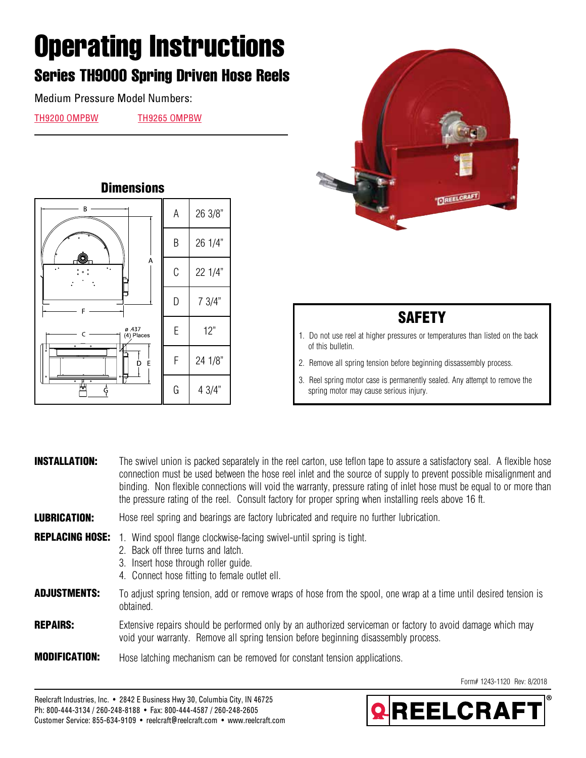# Operating Instructions

## Series TH9000 Spring Driven Hose Reels

Medium Pressure Model Numbers:

TH9200 OMPBW TH9265 OMPBW

### Dimensions

| | |
|---|---|
| A | 26 3/8" |
| B | 26 1/4" |
| C | 22 1/4" |
| D | 7 3/4" |
| E | 12" |
| F | 24 1/8" |
| G | 4 3/4" |

ø .437 (4) Places

### SAFETY

1. Do not use reel at higher pressures or temperatures than listed on the back of this bulletin.
2. Remove all spring tension before beginning dissassembly process.
3. Reel spring motor case is permanently sealed. Any attempt to remove the spring motor may cause serious injury.

**INSTALLATION:** The swivel union is packed separately in the reel carton, use teflon tape to assure a satisfactory seal. A flexible hose connection must be used between the hose reel inlet and the source of supply to prevent possible misalignment and binding. Non flexible connections will void the warranty, pressure rating of inlet hose must be equal to or more than the pressure rating of the reel. Consult factory for proper spring when installing reels above 16 ft.

**LUBRICATION:** Hose reel spring and bearings are factory lubricated and require no further lubrication.

**REPLACING HOSE:**

1. Wind spool flange clockwise-facing swivel-until spring is tight.
2. Back off three turns and latch.
3. Insert hose through roller guide.
4. Connect hose fitting to female outlet ell.

**ADJUSTMENTS:** To adjust spring tension, add or remove wraps of hose from the spool, one wrap at a time until desired tension is obtained.

**REPAIRS:** Extensive repairs should be performed only by an authorized serviceman or factory to avoid damage which may void your warranty. Remove all spring tension before beginning disassembly process.

**MODIFICATION:** Hose latching mechanism can be removed for constant tension applications.

Form# 1243-1120 Rev: 8/2018

Reelcraft Industries, Inc. • 2842 E Business Hwy 30, Columbia City, IN 46725
Ph: 800-444-3134 / 260-248-8188 • Fax: 800-444-4587 / 260-248-2605
Customer Service: 855-634-9109 • reelcraft@reelcraft.com • www.reelcraft.com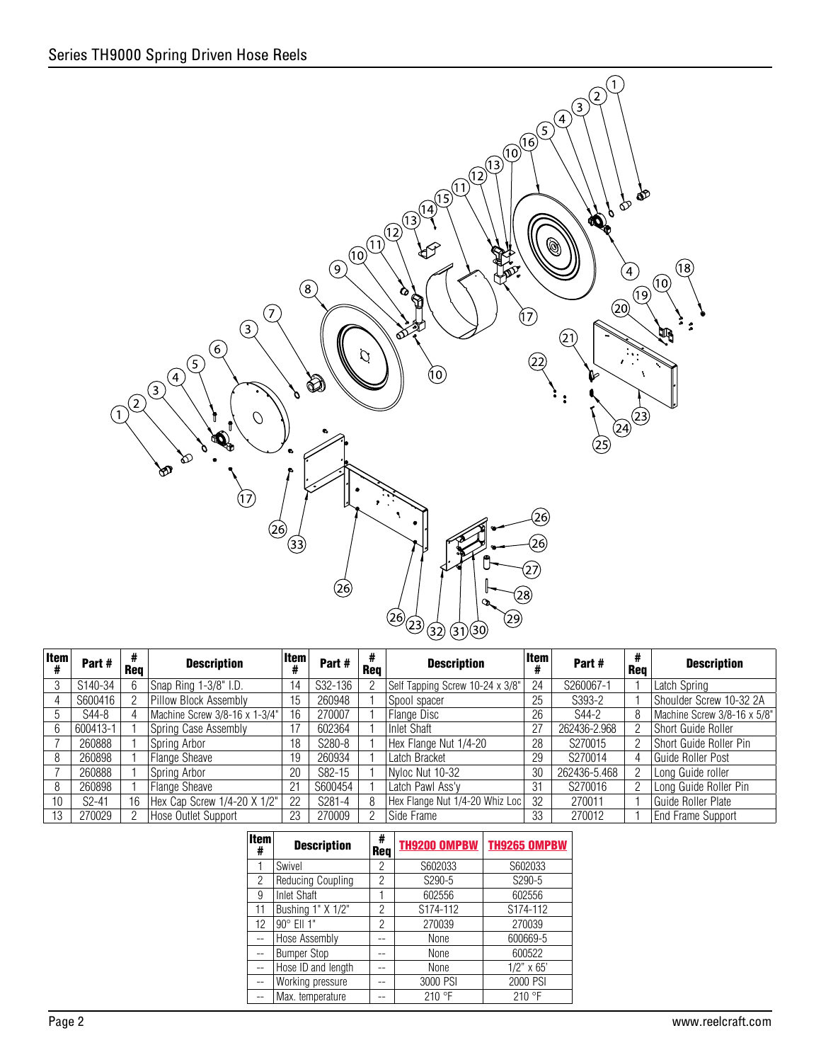## Series TH9000 Spring Driven Hose Reels

| Item # | Part # | # Req | Description | Item # | Part # | # Req | Description | Item # | Part # | # Req | Description |
|---|---|---|---|---|---|---|---|---|---|---|---|
| 3 | S140-34 | 6 | Snap Ring 1-3/8" I.D. | 14 | S32-136 | 2 | Self Tapping Screw 10-24 x 3/8" | 24 | S260067-1 | 1 | Latch Spring |
| 4 | S600416 | 2 | Pillow Block Assembly | 15 | 260948 | 1 | Spool spacer | 25 | S393-2 | 1 | Shoulder Screw 10-32 2A |
| 5 | S44-8 | 4 | Machine Screw 3/8-16 x 1-3/4" | 16 | 270007 | 1 | Flange Disc | 26 | S44-2 | 8 | Machine Screw 3/8-16 x 5/8" |
| 6 | 600413-1 | 1 | Spring Case Assembly | 17 | 602364 | 1 | Inlet Shaft | 27 | 262436-2.968 | 2 | Short Guide Roller |
| 7 | 260888 | 1 | Spring Arbor | 18 | S280-8 | 1 | Hex Flange Nut 1/4-20 | 28 | S270015 | 2 | Short Guide Roller Pin |
| 8 | 260898 | 1 | Flange Sheave | 19 | 260934 | 1 | Latch Bracket | 29 | S270014 | 4 | Guide Roller Post |
| 7 | 260888 | 1 | Spring Arbor | 20 | S82-15 | 1 | Nyloc Nut 10-32 | 30 | 262436-5.468 | 2 | Long Guide roller |
| 8 | 260898 | 1 | Flange Sheave | 21 | S600454 | 1 | Latch Pawl Ass'y | 31 | S270016 | 2 | Long Guide Roller Pin |
| 10 | S2-41 | 16 | Hex Cap Screw 1/4-20 X 1/2" | 22 | S281-4 | 8 | Hex Flange Nut 1/4-20 Whiz Loc | 32 | 270011 | 1 | Guide Roller Plate |
| 13 | 270029 | 2 | Hose Outlet Support | 23 | 270009 | 2 | Side Frame | 33 | 270012 | 1 | End Frame Support |

| Item # | Description | # Req | TH9200 OMPBW | TH9265 OMPBW |
|---|---|---|---|---|
| 1 | Swivel | 2 | S602033 | S602033 |
| 2 | Reducing Coupling | 2 | S290-5 | S290-5 |
| 9 | Inlet Shaft | 1 | 602556 | 602556 |
| 11 | Bushing 1" X 1/2" | 2 | S174-112 | S174-112 |
| 12 | 90° Ell 1" | 2 | 270039 | 270039 |
| -- | Hose Assembly | -- | None | 600669-5 |
| -- | Bumper Stop | -- | None | 600522 |
| -- | Hose ID and length | -- | None | 1/2" x 65' |
| -- | Working pressure | -- | 3000 PSI | 2000 PSI |
| -- | Max. temperature | -- | 210 °F | 210 °F |